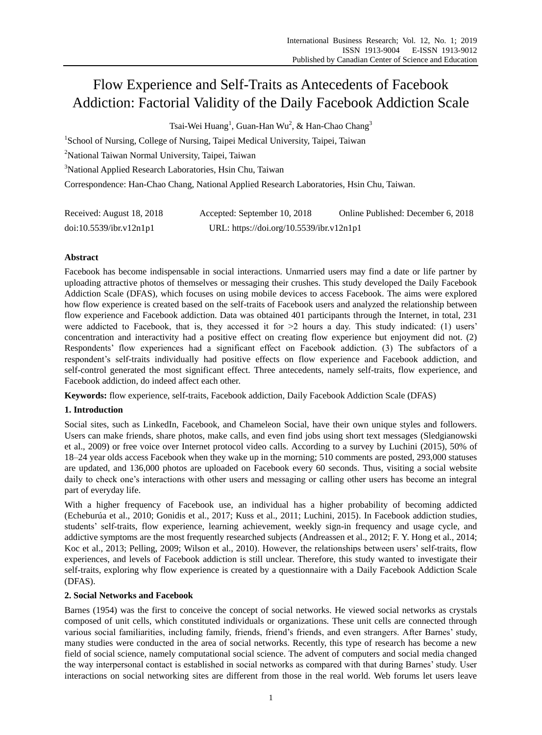# Flow Experience and Self-Traits as Antecedents of Facebook Addiction: Factorial Validity of the Daily Facebook Addiction Scale

Tsai-Wei Huang[1], Guan-Han Wu[2], & Han-Chao Chang[3]

[1]School of Nursing, College of Nursing, Taipei Medical University, Taipei, Taiwan

[2]National Taiwan Normal University, Taipei, Taiwan

[3]National Applied Research Laboratories, Hsin Chu, Taiwan

Correspondence: Han-Chao Chang, National Applied Research Laboratories, Hsin Chu, Taiwan.

Received: August 18, 2018 Accepted: September 10, 2018 Online Published: December 6, 2018

doi:10.5539/ibr.v12n1p1 URL: https://doi.org/10.5539/ibr.v12n1p1

## Abstract

Facebook has become indispensable in social interactions. Unmarried users may find a date or life partner by uploading attractive photos of themselves or messaging their crushes. This study developed the Daily Facebook Addiction Scale (DFAS), which focuses on using mobile devices to access Facebook. The aims were explored how flow experience is created based on the self-traits of Facebook users and analyzed the relationship between flow experience and Facebook addiction. Data was obtained 401 participants through the Internet, in total, 231 were addicted to Facebook, that is, they accessed it for >2 hours a day. This study indicated: (1) users' concentration and interactivity had a positive effect on creating flow experience but enjoyment did not. (2) Respondents' flow experiences had a significant effect on Facebook addiction. (3) The subfactors of a respondent's self-traits individually had positive effects on flow experience and Facebook addiction, and self-control generated the most significant effect. Three antecedents, namely self-traits, flow experience, and Facebook addiction, do indeed affect each other.

**Keywords:** flow experience, self-traits, Facebook addiction, Daily Facebook Addiction Scale (DFAS)

## 1. Introduction

Social sites, such as LinkedIn, Facebook, and Chameleon Social, have their own unique styles and followers. Users can make friends, share photos, make calls, and even find jobs using short text messages (Sledgianowski et al., 2009) or free voice over Internet protocol video calls. According to a survey by Luchini (2015), 50% of 18–24 year olds access Facebook when they wake up in the morning; 510 comments are posted, 293,000 statuses are updated, and 136,000 photos are uploaded on Facebook every 60 seconds. Thus, visiting a social website daily to check one's interactions with other users and messaging or calling other users has become an integral part of everyday life.

With a higher frequency of Facebook use, an individual has a higher probability of becoming addicted (Echeburúa et al., 2010; Gonidis et al., 2017; Kuss et al., 2011; Luchini, 2015). In Facebook addiction studies, students' self-traits, flow experience, learning achievement, weekly sign-in frequency and usage cycle, and addictive symptoms are the most frequently researched subjects (Andreassen et al., 2012; F. Y. Hong et al., 2014; Koc et al., 2013; Pelling, 2009; Wilson et al., 2010). However, the relationships between users' self-traits, flow experiences, and levels of Facebook addiction is still unclear. Therefore, this study wanted to investigate their self-traits, exploring why flow experience is created by a questionnaire with a Daily Facebook Addiction Scale (DFAS).

## 2. Social Networks and Facebook

Barnes (1954) was the first to conceive the concept of social networks. He viewed social networks as crystals composed of unit cells, which constituted individuals or organizations. These unit cells are connected through various social familiarities, including family, friends, friend's friends, and even strangers. After Barnes' study, many studies were conducted in the area of social networks. Recently, this type of research has become a new field of social science, namely computational social science. The advent of computers and social media changed the way interpersonal contact is established in social networks as compared with that during Barnes' study. User interactions on social networking sites are different from those in the real world. Web forums let users leave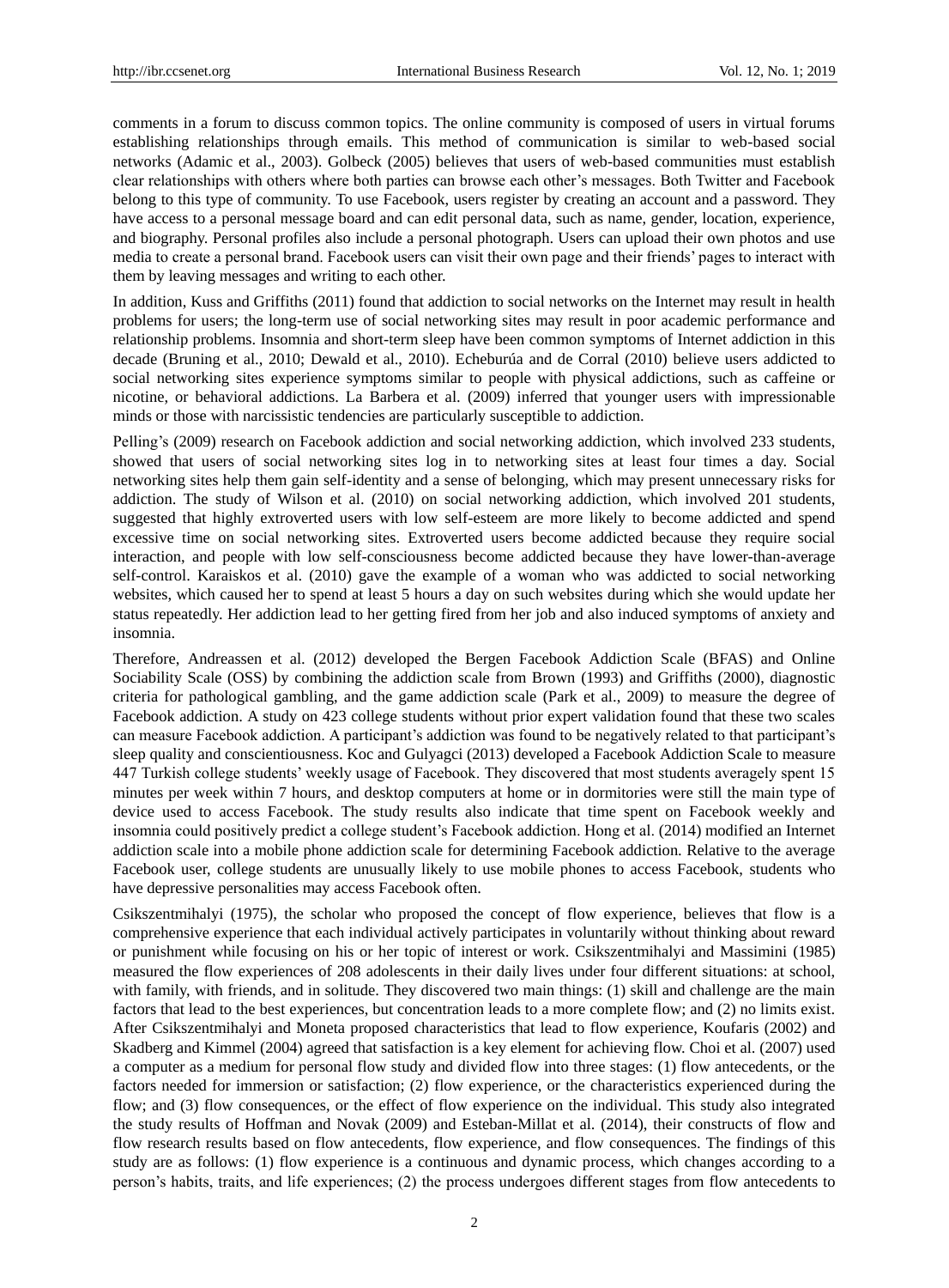comments in a forum to discuss common topics. The online community is composed of users in virtual forums establishing relationships through emails. This method of communication is similar to web-based social networks (Adamic et al., 2003). Golbeck (2005) believes that users of web-based communities must establish clear relationships with others where both parties can browse each other's messages. Both Twitter and Facebook belong to this type of community. To use Facebook, users register by creating an account and a password. They have access to a personal message board and can edit personal data, such as name, gender, location, experience, and biography. Personal profiles also include a personal photograph. Users can upload their own photos and use media to create a personal brand. Facebook users can visit their own page and their friends' pages to interact with them by leaving messages and writing to each other.

In addition, Kuss and Griffiths (2011) found that addiction to social networks on the Internet may result in health problems for users; the long-term use of social networking sites may result in poor academic performance and relationship problems. Insomnia and short-term sleep have been common symptoms of Internet addiction in this decade (Bruning et al., 2010; Dewald et al., 2010). Echeburúa and de Corral (2010) believe users addicted to social networking sites experience symptoms similar to people with physical addictions, such as caffeine or nicotine, or behavioral addictions. La Barbera et al. (2009) inferred that younger users with impressionable minds or those with narcissistic tendencies are particularly susceptible to addiction.

Pelling's (2009) research on Facebook addiction and social networking addiction, which involved 233 students, showed that users of social networking sites log in to networking sites at least four times a day. Social networking sites help them gain self-identity and a sense of belonging, which may present unnecessary risks for addiction. The study of Wilson et al. (2010) on social networking addiction, which involved 201 students, suggested that highly extroverted users with low self-esteem are more likely to become addicted and spend excessive time on social networking sites. Extroverted users become addicted because they require social interaction, and people with low self-consciousness become addicted because they have lower-than-average self-control. Karaiskos et al. (2010) gave the example of a woman who was addicted to social networking websites, which caused her to spend at least 5 hours a day on such websites during which she would update her status repeatedly. Her addiction lead to her getting fired from her job and also induced symptoms of anxiety and insomnia.

Therefore, Andreassen et al. (2012) developed the Bergen Facebook Addiction Scale (BFAS) and Online Sociability Scale (OSS) by combining the addiction scale from Brown (1993) and Griffiths (2000), diagnostic criteria for pathological gambling, and the game addiction scale (Park et al., 2009) to measure the degree of Facebook addiction. A study on 423 college students without prior expert validation found that these two scales can measure Facebook addiction. A participant's addiction was found to be negatively related to that participant's sleep quality and conscientiousness. Koc and Gulyagci (2013) developed a Facebook Addiction Scale to measure 447 Turkish college students' weekly usage of Facebook. They discovered that most students averagely spent 15 minutes per week within 7 hours, and desktop computers at home or in dormitories were still the main type of device used to access Facebook. The study results also indicate that time spent on Facebook weekly and insomnia could positively predict a college student's Facebook addiction. Hong et al. (2014) modified an Internet addiction scale into a mobile phone addiction scale for determining Facebook addiction. Relative to the average Facebook user, college students are unusually likely to use mobile phones to access Facebook, students who have depressive personalities may access Facebook often.

Csikszentmihalyi (1975), the scholar who proposed the concept of flow experience, believes that flow is a comprehensive experience that each individual actively participates in voluntarily without thinking about reward or punishment while focusing on his or her topic of interest or work. Csikszentmihalyi and Massimini (1985) measured the flow experiences of 208 adolescents in their daily lives under four different situations: at school, with family, with friends, and in solitude. They discovered two main things: (1) skill and challenge are the main factors that lead to the best experiences, but concentration leads to a more complete flow; and (2) no limits exist. After Csikszentmihalyi and Moneta proposed characteristics that lead to flow experience, Koufaris (2002) and Skadberg and Kimmel (2004) agreed that satisfaction is a key element for achieving flow. Choi et al. (2007) used a computer as a medium for personal flow study and divided flow into three stages: (1) flow antecedents, or the factors needed for immersion or satisfaction; (2) flow experience, or the characteristics experienced during the flow; and (3) flow consequences, or the effect of flow experience on the individual. This study also integrated the study results of Hoffman and Novak (2009) and Esteban-Millat et al. (2014), their constructs of flow and flow research results based on flow antecedents, flow experience, and flow consequences. The findings of this study are as follows: (1) flow experience is a continuous and dynamic process, which changes according to a person's habits, traits, and life experiences; (2) the process undergoes different stages from flow antecedents to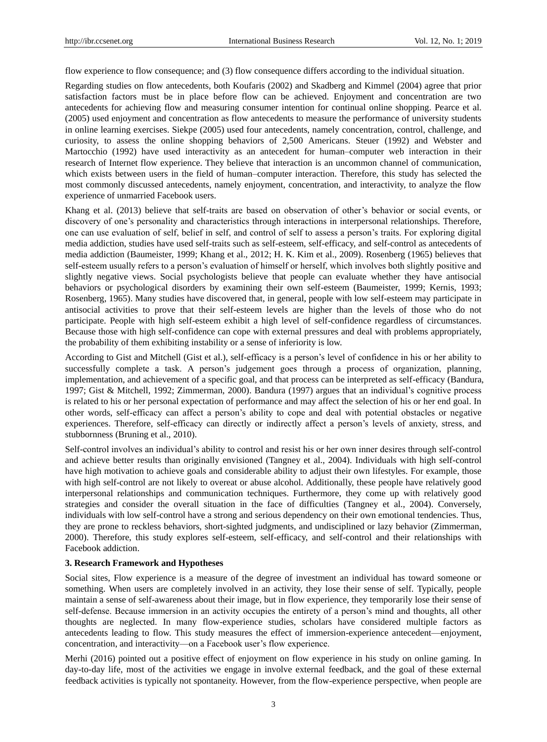flow experience to flow consequence; and (3) flow consequence differs according to the individual situation.

Regarding studies on flow antecedents, both Koufaris (2002) and Skadberg and Kimmel (2004) agree that prior satisfaction factors must be in place before flow can be achieved. Enjoyment and concentration are two antecedents for achieving flow and measuring consumer intention for continual online shopping. Pearce et al. (2005) used enjoyment and concentration as flow antecedents to measure the performance of university students in online learning exercises. Siekpe (2005) used four antecedents, namely concentration, control, challenge, and curiosity, to assess the online shopping behaviors of 2,500 Americans. Steuer (1992) and Webster and Martocchio (1992) have used interactivity as an antecedent for human–computer web interaction in their research of Internet flow experience. They believe that interaction is an uncommon channel of communication, which exists between users in the field of human–computer interaction. Therefore, this study has selected the most commonly discussed antecedents, namely enjoyment, concentration, and interactivity, to analyze the flow experience of unmarried Facebook users.

Khang et al. (2013) believe that self-traits are based on observation of other's behavior or social events, or discovery of one's personality and characteristics through interactions in interpersonal relationships. Therefore, one can use evaluation of self, belief in self, and control of self to assess a person's traits. For exploring digital media addiction, studies have used self-traits such as self-esteem, self-efficacy, and self-control as antecedents of media addiction (Baumeister, 1999; Khang et al., 2012; H. K. Kim et al., 2009). Rosenberg (1965) believes that self-esteem usually refers to a person's evaluation of himself or herself, which involves both slightly positive and slightly negative views. Social psychologists believe that people can evaluate whether they have antisocial behaviors or psychological disorders by examining their own self-esteem (Baumeister, 1999; Kernis, 1993; Rosenberg, 1965). Many studies have discovered that, in general, people with low self-esteem may participate in antisocial activities to prove that their self-esteem levels are higher than the levels of those who do not participate. People with high self-esteem exhibit a high level of self-confidence regardless of circumstances. Because those with high self-confidence can cope with external pressures and deal with problems appropriately, the probability of them exhibiting instability or a sense of inferiority is low.

According to Gist and Mitchell (Gist et al.), self-efficacy is a person's level of confidence in his or her ability to successfully complete a task. A person's judgement goes through a process of organization, planning, implementation, and achievement of a specific goal, and that process can be interpreted as self-efficacy (Bandura, 1997; Gist & Mitchell, 1992; Zimmerman, 2000). Bandura (1997) argues that an individual's cognitive process is related to his or her personal expectation of performance and may affect the selection of his or her end goal. In other words, self-efficacy can affect a person's ability to cope and deal with potential obstacles or negative experiences. Therefore, self-efficacy can directly or indirectly affect a person's levels of anxiety, stress, and stubbornness (Bruning et al., 2010).

Self-control involves an individual's ability to control and resist his or her own inner desires through self-control and achieve better results than originally envisioned (Tangney et al., 2004). Individuals with high self-control have high motivation to achieve goals and considerable ability to adjust their own lifestyles. For example, those with high self-control are not likely to overeat or abuse alcohol. Additionally, these people have relatively good interpersonal relationships and communication techniques. Furthermore, they come up with relatively good strategies and consider the overall situation in the face of difficulties (Tangney et al., 2004). Conversely, individuals with low self-control have a strong and serious dependency on their own emotional tendencies. Thus, they are prone to reckless behaviors, short-sighted judgments, and undisciplined or lazy behavior (Zimmerman, 2000). Therefore, this study explores self-esteem, self-efficacy, and self-control and their relationships with Facebook addiction.

## 3. Research Framework and Hypotheses

Social sites, Flow experience is a measure of the degree of investment an individual has toward someone or something. When users are completely involved in an activity, they lose their sense of self. Typically, people maintain a sense of self-awareness about their image, but in flow experience, they temporarily lose their sense of self-defense. Because immersion in an activity occupies the entirety of a person's mind and thoughts, all other thoughts are neglected. In many flow-experience studies, scholars have considered multiple factors as antecedents leading to flow. This study measures the effect of immersion-experience antecedent—enjoyment, concentration, and interactivity—on a Facebook user's flow experience.

Merhi (2016) pointed out a positive effect of enjoyment on flow experience in his study on online gaming. In day-to-day life, most of the activities we engage in involve external feedback, and the goal of these external feedback activities is typically not spontaneity. However, from the flow-experience perspective, when people are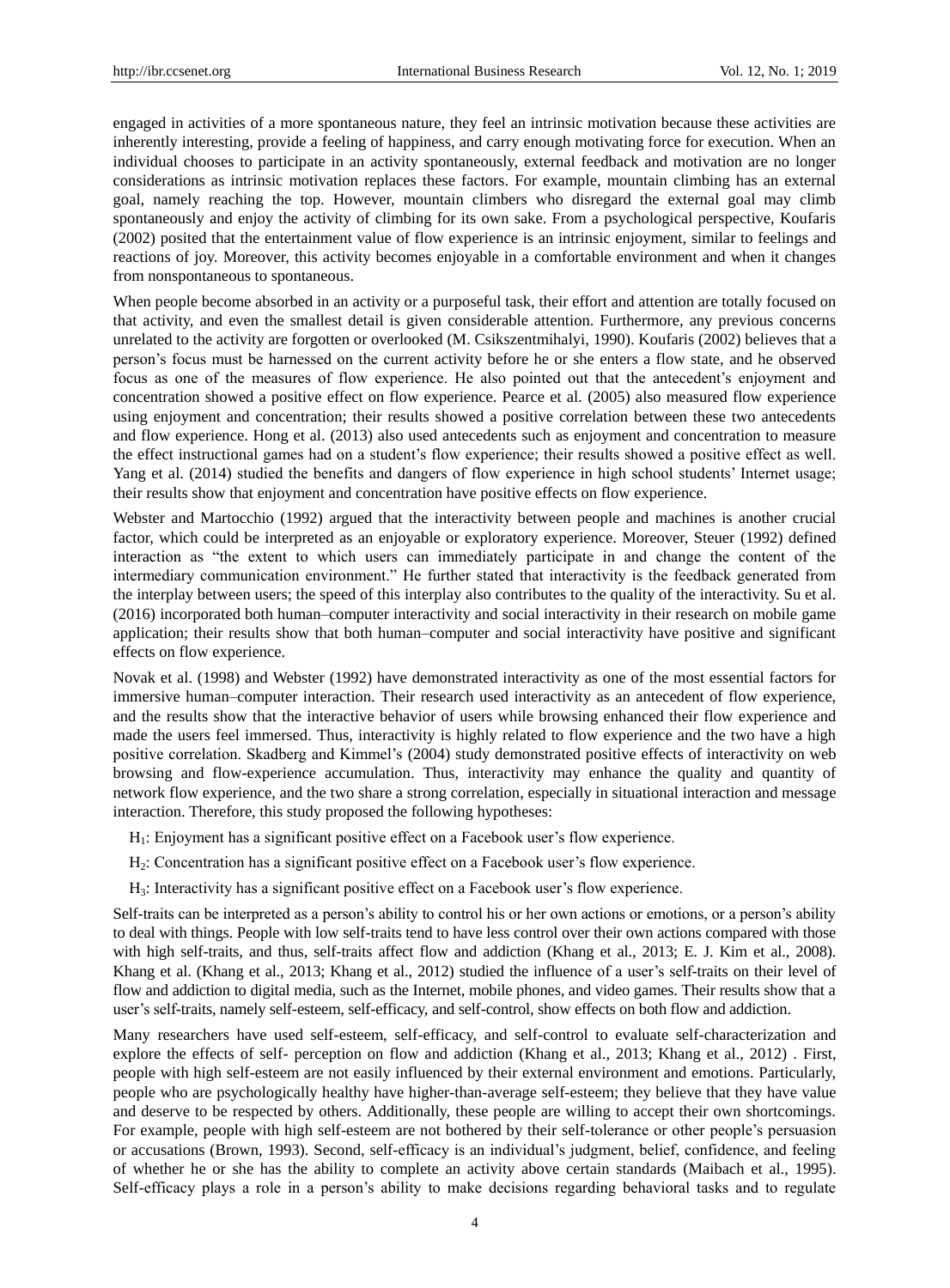engaged in activities of a more spontaneous nature, they feel an intrinsic motivation because these activities are inherently interesting, provide a feeling of happiness, and carry enough motivating force for execution. When an individual chooses to participate in an activity spontaneously, external feedback and motivation are no longer considerations as intrinsic motivation replaces these factors. For example, mountain climbing has an external goal, namely reaching the top. However, mountain climbers who disregard the external goal may climb spontaneously and enjoy the activity of climbing for its own sake. From a psychological perspective, Koufaris (2002) posited that the entertainment value of flow experience is an intrinsic enjoyment, similar to feelings and reactions of joy. Moreover, this activity becomes enjoyable in a comfortable environment and when it changes from nonspontaneous to spontaneous.

When people become absorbed in an activity or a purposeful task, their effort and attention are totally focused on that activity, and even the smallest detail is given considerable attention. Furthermore, any previous concerns unrelated to the activity are forgotten or overlooked (M. Csikszentmihalyi, 1990). Koufaris (2002) believes that a person's focus must be harnessed on the current activity before he or she enters a flow state, and he observed focus as one of the measures of flow experience. He also pointed out that the antecedent's enjoyment and concentration showed a positive effect on flow experience. Pearce et al. (2005) also measured flow experience using enjoyment and concentration; their results showed a positive correlation between these two antecedents and flow experience. Hong et al. (2013) also used antecedents such as enjoyment and concentration to measure the effect instructional games had on a student's flow experience; their results showed a positive effect as well. Yang et al. (2014) studied the benefits and dangers of flow experience in high school students' Internet usage; their results show that enjoyment and concentration have positive effects on flow experience.

Webster and Martocchio (1992) argued that the interactivity between people and machines is another crucial factor, which could be interpreted as an enjoyable or exploratory experience. Moreover, Steuer (1992) defined interaction as "the extent to which users can immediately participate in and change the content of the intermediary communication environment." He further stated that interactivity is the feedback generated from the interplay between users; the speed of this interplay also contributes to the quality of the interactivity. Su et al. (2016) incorporated both human–computer interactivity and social interactivity in their research on mobile game application; their results show that both human–computer and social interactivity have positive and significant effects on flow experience.

Novak et al. (1998) and Webster (1992) have demonstrated interactivity as one of the most essential factors for immersive human–computer interaction. Their research used interactivity as an antecedent of flow experience, and the results show that the interactive behavior of users while browsing enhanced their flow experience and made the users feel immersed. Thus, interactivity is highly related to flow experience and the two have a high positive correlation. Skadberg and Kimmel's (2004) study demonstrated positive effects of interactivity on web browsing and flow-experience accumulation. Thus, interactivity may enhance the quality and quantity of network flow experience, and the two share a strong correlation, especially in situational interaction and message interaction. Therefore, this study proposed the following hypotheses:

$H_1$: Enjoyment has a significant positive effect on a Facebook user's flow experience.

$H_2$: Concentration has a significant positive effect on a Facebook user's flow experience.

$H_3$: Interactivity has a significant positive effect on a Facebook user's flow experience.

Self-traits can be interpreted as a person's ability to control his or her own actions or emotions, or a person's ability to deal with things. People with low self-traits tend to have less control over their own actions compared with those with high self-traits, and thus, self-traits affect flow and addiction (Khang et al., 2013; E. J. Kim et al., 2008). Khang et al. (Khang et al., 2013; Khang et al., 2012) studied the influence of a user's self-traits on their level of flow and addiction to digital media, such as the Internet, mobile phones, and video games. Their results show that a user's self-traits, namely self-esteem, self-efficacy, and self-control, show effects on both flow and addiction.

Many researchers have used self-esteem, self-efficacy, and self-control to evaluate self-characterization and explore the effects of self- perception on flow and addiction (Khang et al., 2013; Khang et al., 2012) . First, people with high self-esteem are not easily influenced by their external environment and emotions. Particularly, people who are psychologically healthy have higher-than-average self-esteem; they believe that they have value and deserve to be respected by others. Additionally, these people are willing to accept their own shortcomings. For example, people with high self-esteem are not bothered by their self-tolerance or other people's persuasion or accusations (Brown, 1993). Second, self-efficacy is an individual's judgment, belief, confidence, and feeling of whether he or she has the ability to complete an activity above certain standards (Maibach et al., 1995). Self-efficacy plays a role in a person's ability to make decisions regarding behavioral tasks and to regulate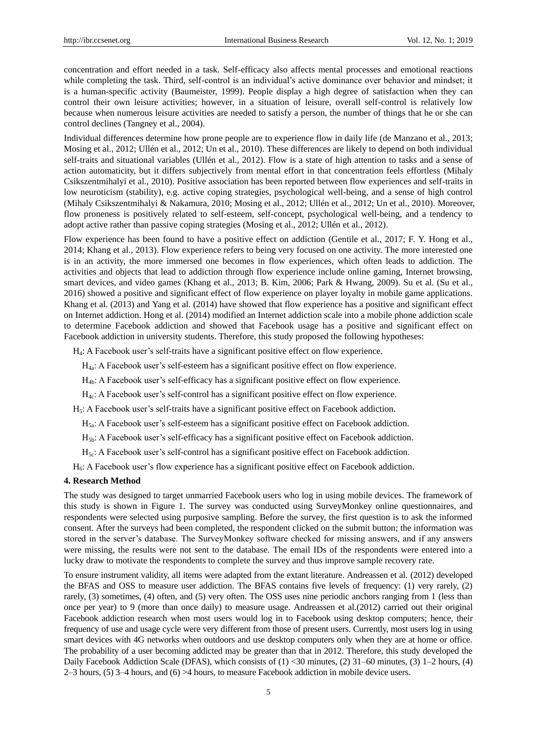concentration and effort needed in a task. Self-efficacy also affects mental processes and emotional reactions while completing the task. Third, self-control is an individual's active dominance over behavior and mindset; it is a human-specific activity (Baumeister, 1999). People display a high degree of satisfaction when they can control their own leisure activities; however, in a situation of leisure, overall self-control is relatively low because when numerous leisure activities are needed to satisfy a person, the number of things that he or she can control declines (Tangney et al., 2004).

Individual differences determine how prone people are to experience flow in daily life (de Manzano et al., 2013; Mosing et al., 2012; Ullén et al., 2012; Un et al., 2010). These differences are likely to depend on both individual self-traits and situational variables (Ullén et al., 2012). Flow is a state of high attention to tasks and a sense of action automaticity, but it differs subjectively from mental effort in that concentration feels effortless (Mihaly Csikszentmihalyi et al., 2010). Positive association has been reported between flow experiences and self-traits in low neuroticism (stability), e.g. active coping strategies, psychological well-being, and a sense of high control (Mihaly Csikszentmihalyi & Nakamura, 2010; Mosing et al., 2012; Ullén et al., 2012; Un et al., 2010). Moreover, flow proneness is positively related to self-esteem, self-concept, psychological well-being, and a tendency to adopt active rather than passive coping strategies (Mosing et al., 2012; Ullén et al., 2012).

Flow experience has been found to have a positive effect on addiction (Gentile et al., 2017; F. Y. Hong et al., 2014; Khang et al., 2013). Flow experience refers to being very focused on one activity. The more interested one is in an activity, the more immersed one becomes in flow experiences, which often leads to addiction. The activities and objects that lead to addiction through flow experience include online gaming, Internet browsing, smart devices, and video games (Khang et al., 2013; B. Kim, 2006; Park & Hwang, 2009). Su et al. (Su et al., 2016) showed a positive and significant effect of flow experience on player loyalty in mobile game applications. Khang et al. (2013) and Yang et al. (2014) have showed that flow experience has a positive and significant effect on Internet addiction. Hong et al. (2014) modified an Internet addiction scale into a mobile phone addiction scale to determine Facebook addiction and showed that Facebook usage has a positive and significant effect on Facebook addiction in university students. Therefore, this study proposed the following hypotheses:

$H_4$: A Facebook user's self-traits have a significant positive effect on flow experience.

$H_{4a}$: A Facebook user's self-esteem has a significant positive effect on flow experience.

$H_{4b}$: A Facebook user's self-efficacy has a significant positive effect on flow experience.

$H_{4c}$: A Facebook user's self-control has a significant positive effect on flow experience.

$H_5$: A Facebook user's self-traits have a significant positive effect on Facebook addiction.

$H_{5a}$: A Facebook user's self-esteem has a significant positive effect on Facebook addiction.

$H_{5b}$: A Facebook user's self-efficacy has a significant positive effect on Facebook addiction.

$H_{5c}$: A Facebook user's self-control has a significant positive effect on Facebook addiction.

$H_6$: A Facebook user's flow experience has a significant positive effect on Facebook addiction.

## 4. Research Method

The study was designed to target unmarried Facebook users who log in using mobile devices. The framework of this study is shown in Figure 1. The survey was conducted using SurveyMonkey online questionnaires, and respondents were selected using purposive sampling. Before the survey, the first question is to ask the informed consent. After the surveys had been completed, the respondent clicked on the submit button; the information was stored in the server's database. The SurveyMonkey software checked for missing answers, and if any answers were missing, the results were not sent to the database. The email IDs of the respondents were entered into a lucky draw to motivate the respondents to complete the survey and thus improve sample recovery rate.

To ensure instrument validity, all items were adapted from the extant literature. Andreassen et al. (2012) developed the BFAS and OSS to measure user addiction. The BFAS contains five levels of frequency: (1) very rarely, (2) rarely, (3) sometimes, (4) often, and (5) very often. The OSS uses nine periodic anchors ranging from 1 (less than once per year) to 9 (more than once daily) to measure usage. Andreassen et al.(2012) carried out their original Facebook addiction research when most users would log in to Facebook using desktop computers; hence, their frequency of use and usage cycle were very different from those of present users. Currently, most users log in using smart devices with 4G networks when outdoors and use desktop computers only when they are at home or office. The probability of a user becoming addicted may be greater than that in 2012. Therefore, this study developed the Daily Facebook Addiction Scale (DFAS), which consists of (1) <30 minutes, (2) 31–60 minutes, (3) 1–2 hours, (4) 2–3 hours, (5) 3–4 hours, and (6) >4 hours, to measure Facebook addiction in mobile device users.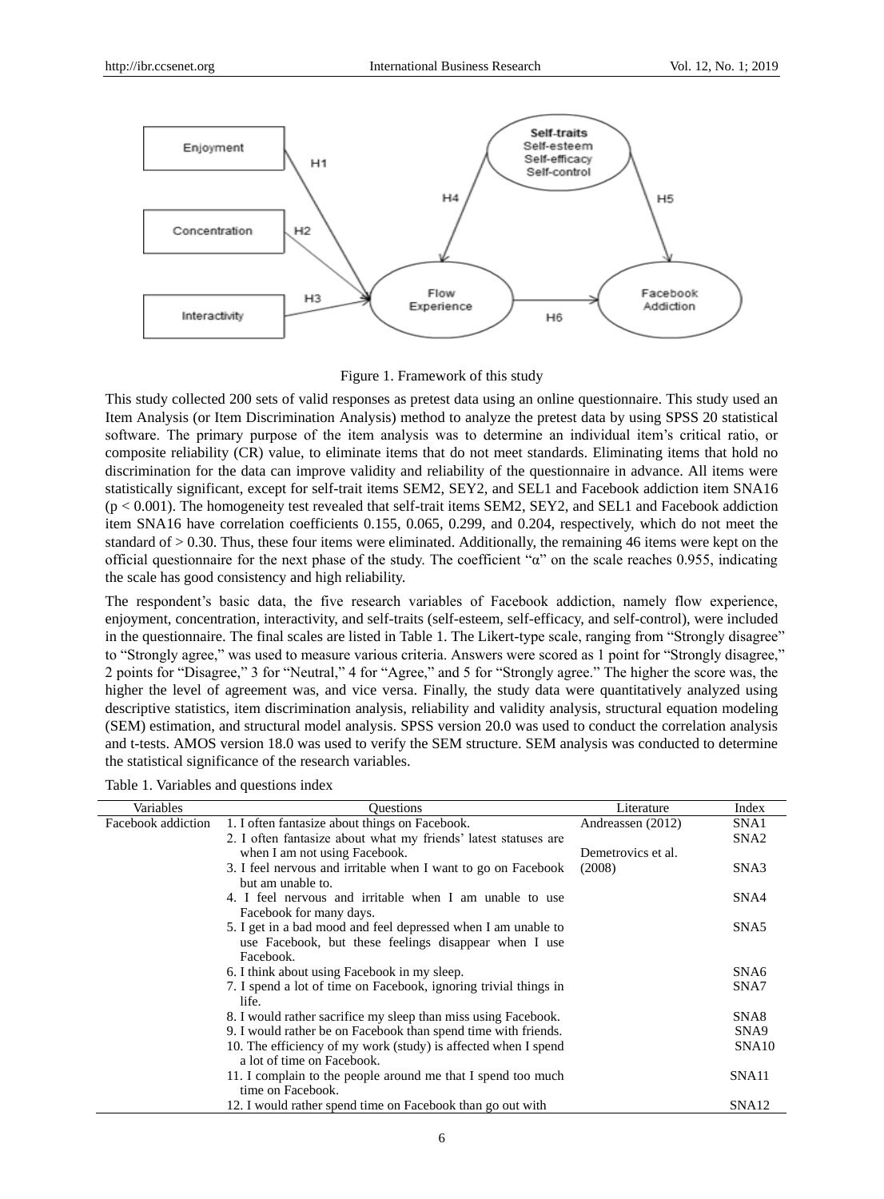Figure 1. Framework of this study

This study collected 200 sets of valid responses as pretest data using an online questionnaire. This study used an Item Analysis (or Item Discrimination Analysis) method to analyze the pretest data by using SPSS 20 statistical software. The primary purpose of the item analysis was to determine an individual item's critical ratio, or composite reliability (CR) value, to eliminate items that do not meet standards. Eliminating items that hold no discrimination for the data can improve validity and reliability of the questionnaire in advance. All items were statistically significant, except for self-trait items SEM2, SEY2, and SEL1 and Facebook addiction item SNA16 ($p < 0.001$). The homogeneity test revealed that self-trait items SEM2, SEY2, and SEL1 and Facebook addiction item SNA16 have correlation coefficients 0.155, 0.065, 0.299, and 0.204, respectively, which do not meet the standard of > 0.30. Thus, these four items were eliminated. Additionally, the remaining 46 items were kept on the official questionnaire for the next phase of the study. The coefficient "α" on the scale reaches 0.955, indicating the scale has good consistency and high reliability.

The respondent's basic data, the five research variables of Facebook addiction, namely flow experience, enjoyment, concentration, interactivity, and self-traits (self-esteem, self-efficacy, and self-control), were included in the questionnaire. The final scales are listed in Table 1. The Likert-type scale, ranging from "Strongly disagree" to "Strongly agree," was used to measure various criteria. Answers were scored as 1 point for "Strongly disagree," 2 points for "Disagree," 3 for "Neutral," 4 for "Agree," and 5 for "Strongly agree." The higher the score was, the higher the level of agreement was, and vice versa. Finally, the study data were quantitatively analyzed using descriptive statistics, item discrimination analysis, reliability and validity analysis, structural equation modeling (SEM) estimation, and structural model analysis. SPSS version 20.0 was used to conduct the correlation analysis and t-tests. AMOS version 18.0 was used to verify the SEM structure. SEM analysis was conducted to determine the statistical significance of the research variables.

Table 1. Variables and questions index

| Variables | Questions | Literature | Index |
|---|---|---|---|
| Facebook addiction | 1. I often fantasize about things on Facebook. | Andreassen (2012) | SNA1 |
| | 2. I often fantasize about what my friends' latest statuses are when I am not using Facebook. | Demetrovics et al. | SNA2 |
| | 3. I feel nervous and irritable when I want to go on Facebook but am unable to. | (2008) | SNA3 |
| | 4. I feel nervous and irritable when I am unable to use Facebook for many days. | | SNA4 |
| | 5. I get in a bad mood and feel depressed when I am unable to use Facebook, but these feelings disappear when I use Facebook. | | SNA5 |
| | 6. I think about using Facebook in my sleep. | | SNA6 |
| | 7. I spend a lot of time on Facebook, ignoring trivial things in life. | | SNA7 |
| | 8. I would rather sacrifice my sleep than miss using Facebook. | | SNA8 |
| | 9. I would rather be on Facebook than spend time with friends. | | SNA9 |
| | 10. The efficiency of my work (study) is affected when I spend a lot of time on Facebook. | | SNA10 |
| | 11. I complain to the people around me that I spend too much time on Facebook. | | SNA11 |
| | 12. I would rather spend time on Facebook than go out with | | SNA12 |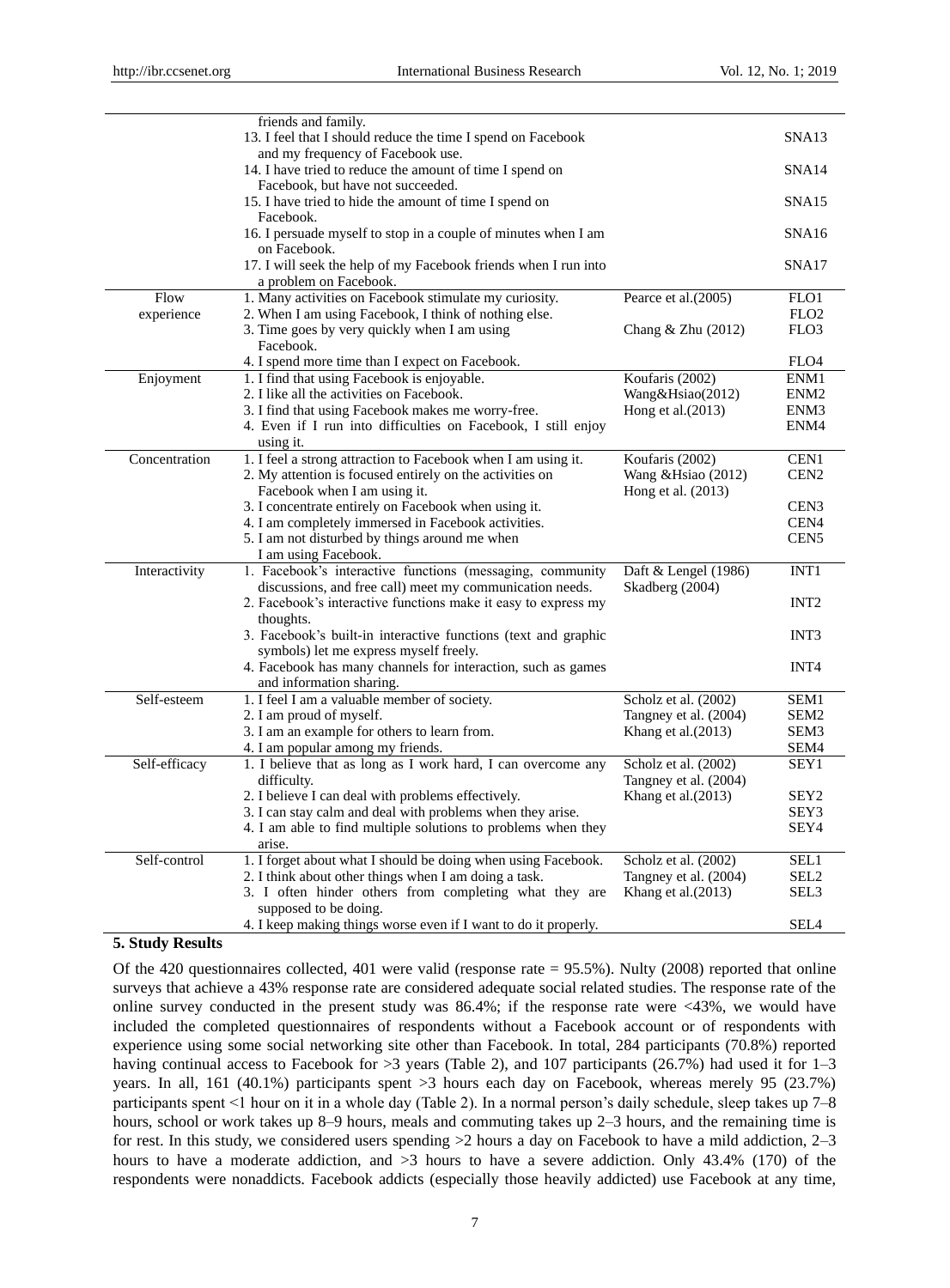| | | | |
|---|---|---|---|
| | friends and family. | | |
| | 13. I feel that I should reduce the time I spend on Facebook and my frequency of Facebook use. | | SNA13 |
| | 14. I have tried to reduce the amount of time I spend on Facebook, but have not succeeded. | | SNA14 |
| | 15. I have tried to hide the amount of time I spend on Facebook. | | SNA15 |
| | 16. I persuade myself to stop in a couple of minutes when I am on Facebook. | | SNA16 |
| | 17. I will seek the help of my Facebook friends when I run into a problem on Facebook. | | SNA17 |
| Flow experience | 1. Many activities on Facebook stimulate my curiosity. | Pearce et al.(2005) | FLO1 |
| | 2. When I am using Facebook, I think of nothing else. | | FLO2 |
| | 3. Time goes by very quickly when I am using Facebook. | Chang & Zhu (2012) | FLO3 |
| | 4. I spend more time than I expect on Facebook. | | FLO4 |
| Enjoyment | 1. I find that using Facebook is enjoyable. | Koufaris (2002) | ENM1 |
| | 2. I like all the activities on Facebook. | Wang&Hsiao(2012) | ENM2 |
| | 3. I find that using Facebook makes me worry-free. | Hong et al.(2013) | ENM3 |
| | 4. Even if I run into difficulties on Facebook, I still enjoy using it. | | ENM4 |
| Concentration | 1. I feel a strong attraction to Facebook when I am using it. | Koufaris (2002) | CEN1 |
| | 2. My attention is focused entirely on the activities on Facebook when I am using it. | Wang &Hsiao (2012) Hong et al. (2013) | CEN2 |
| | 3. I concentrate entirely on Facebook when using it. | | CEN3 |
| | 4. I am completely immersed in Facebook activities. | | CEN4 |
| | 5. I am not disturbed by things around me when I am using Facebook. | | CEN5 |
| Interactivity | 1. Facebook's interactive functions (messaging, community discussions, and free call) meet my communication needs. | Daft & Lengel (1986) Skadberg (2004) | INT1 |
| | 2. Facebook's interactive functions make it easy to express my thoughts. | | INT2 |
| | 3. Facebook's built-in interactive functions (text and graphic symbols) let me express myself freely. | | INT3 |
| | 4. Facebook has many channels for interaction, such as games and information sharing. | | INT4 |
| Self-esteem | 1. I feel I am a valuable member of society. | Scholz et al. (2002) | SEM1 |
| | 2. I am proud of myself. | Tangney et al. (2004) | SEM2 |
| | 3. I am an example for others to learn from. | Khang et al.(2013) | SEM3 |
| | 4. I am popular among my friends. | | SEM4 |
| Self-efficacy | 1. I believe that as long as I work hard, I can overcome any difficulty. | Scholz et al. (2002) Tangney et al. (2004) | SEY1 |
| | 2. I believe I can deal with problems effectively. | Khang et al.(2013) | SEY2 |
| | 3. I can stay calm and deal with problems when they arise. | | SEY3 |
| | 4. I am able to find multiple solutions to problems when they arise. | | SEY4 |
| Self-control | 1. I forget about what I should be doing when using Facebook. | Scholz et al. (2002) | SEL1 |
| | 2. I think about other things when I am doing a task. | Tangney et al. (2004) | SEL2 |
| | 3. I often hinder others from completing what they are supposed to be doing. | Khang et al.(2013) | SEL3 |
| | 4. I keep making things worse even if I want to do it properly. | | SEL4 |

## 5. Study Results

Of the 420 questionnaires collected, 401 were valid (response rate = 95.5%). Nulty (2008) reported that online surveys that achieve a 43% response rate are considered adequate social related studies. The response rate of the online survey conducted in the present study was 86.4%; if the response rate were <43%, we would have included the completed questionnaires of respondents without a Facebook account or of respondents with experience using some social networking site other than Facebook. In total, 284 participants (70.8%) reported having continual access to Facebook for >3 years (Table 2), and 107 participants (26.7%) had used it for 1–3 years. In all, 161 (40.1%) participants spent >3 hours each day on Facebook, whereas merely 95 (23.7%) participants spent <1 hour on it in a whole day (Table 2). In a normal person's daily schedule, sleep takes up 7–8 hours, school or work takes up 8–9 hours, meals and commuting takes up 2–3 hours, and the remaining time is for rest. In this study, we considered users spending >2 hours a day on Facebook to have a mild addiction, 2–3 hours to have a moderate addiction, and >3 hours to have a severe addiction. Only 43.4% (170) of the respondents were nonaddicts. Facebook addicts (especially those heavily addicted) use Facebook at any time,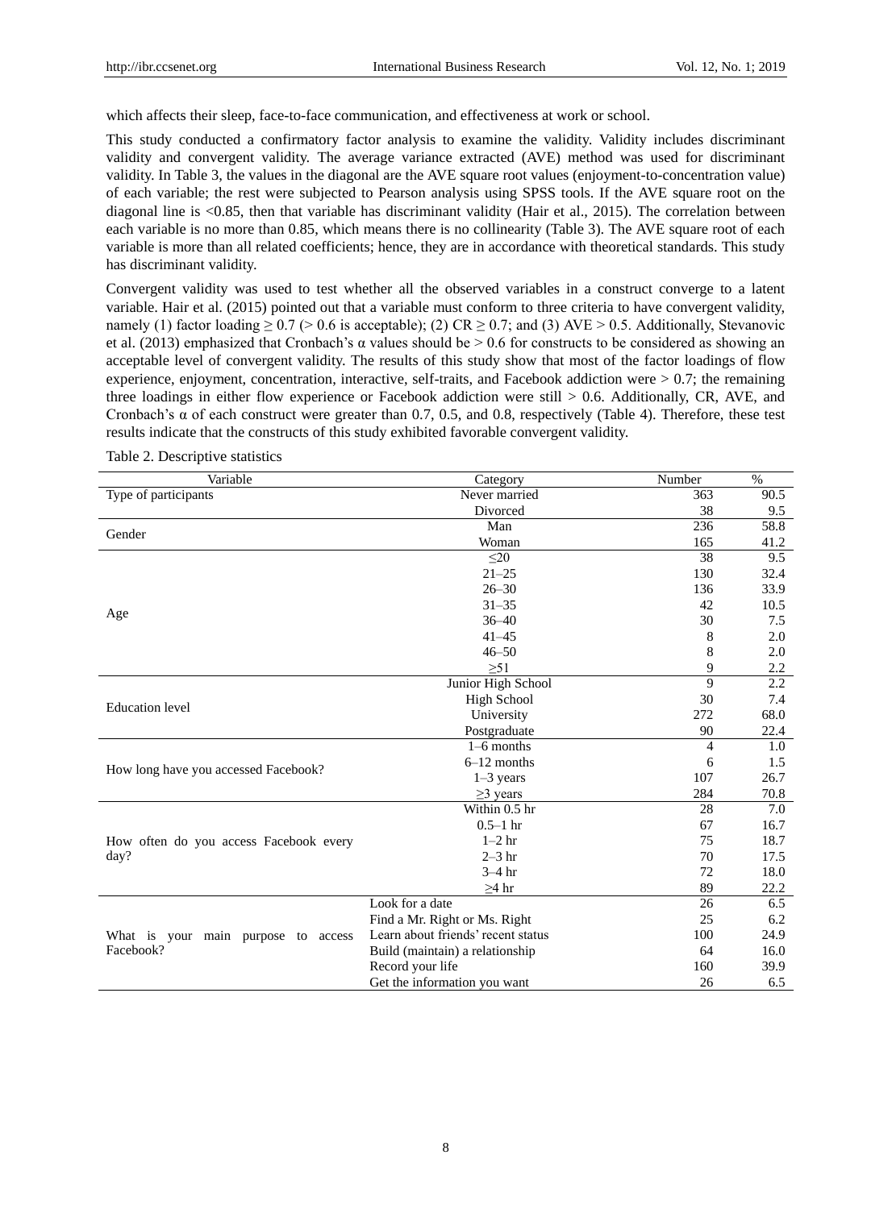which affects their sleep, face-to-face communication, and effectiveness at work or school.

This study conducted a confirmatory factor analysis to examine the validity. Validity includes discriminant validity and convergent validity. The average variance extracted (AVE) method was used for discriminant validity. In Table 3, the values in the diagonal are the AVE square root values (enjoyment-to-concentration value) of each variable; the rest were subjected to Pearson analysis using SPSS tools. If the AVE square root on the diagonal line is <0.85, then that variable has discriminant validity (Hair et al., 2015). The correlation between each variable is no more than 0.85, which means there is no collinearity (Table 3). The AVE square root of each variable is more than all related coefficients; hence, they are in accordance with theoretical standards. This study has discriminant validity.

Convergent validity was used to test whether all the observed variables in a construct converge to a latent variable. Hair et al. (2015) pointed out that a variable must conform to three criteria to have convergent validity, namely (1) factor loading ≥ 0.7 (> 0.6 is acceptable); (2) CR ≥ 0.7; and (3) AVE > 0.5. Additionally, Stevanovic et al. (2013) emphasized that Cronbach's α values should be > 0.6 for constructs to be considered as showing an acceptable level of convergent validity. The results of this study show that most of the factor loadings of flow experience, enjoyment, concentration, interactive, self-traits, and Facebook addiction were > 0.7; the remaining three loadings in either flow experience or Facebook addiction were still > 0.6. Additionally, CR, AVE, and Cronbach's α of each construct were greater than 0.7, 0.5, and 0.8, respectively (Table 4). Therefore, these test results indicate that the constructs of this study exhibited favorable convergent validity.

Table 2. Descriptive statistics

| Variable | Category | Number | % |
|---|---|---|---|
| Type of participants | Never married | 363 | 90.5 |
| | Divorced | 38 | 9.5 |
| Gender | Man | 236 | 58.8 |
| | Woman | 165 | 41.2 |
| Age | ≤20 | 38 | 9.5 |
| | 21–25 | 130 | 32.4 |
| | 26–30 | 136 | 33.9 |
| | 31–35 | 42 | 10.5 |
| | 36–40 | 30 | 7.5 |
| | 41–45 | 8 | 2.0 |
| | 46–50 | 8 | 2.0 |
| | ≥51 | 9 | 2.2 |
| Education level | Junior High School | 9 | 2.2 |
| | High School | 30 | 7.4 |
| | University | 272 | 68.0 |
| | Postgraduate | 90 | 22.4 |
| How long have you accessed Facebook? | 1–6 months | 4 | 1.0 |
| | 6–12 months | 6 | 1.5 |
| | 1–3 years | 107 | 26.7 |
| | ≥3 years | 284 | 70.8 |
| How often do you access Facebook every day? | Within 0.5 hr | 28 | 7.0 |
| | 0.5–1 hr | 67 | 16.7 |
| | 1–2 hr | 75 | 18.7 |
| | 2–3 hr | 70 | 17.5 |
| | 3–4 hr | 72 | 18.0 |
| | ≥4 hr | 89 | 22.2 |
| What is your main purpose to access Facebook? | Look for a date | 26 | 6.5 |
| | Find a Mr. Right or Ms. Right | 25 | 6.2 |
| | Learn about friends' recent status | 100 | 24.9 |
| | Build (maintain) a relationship | 64 | 16.0 |
| | Record your life | 160 | 39.9 |
| | Get the information you want | 26 | 6.5 |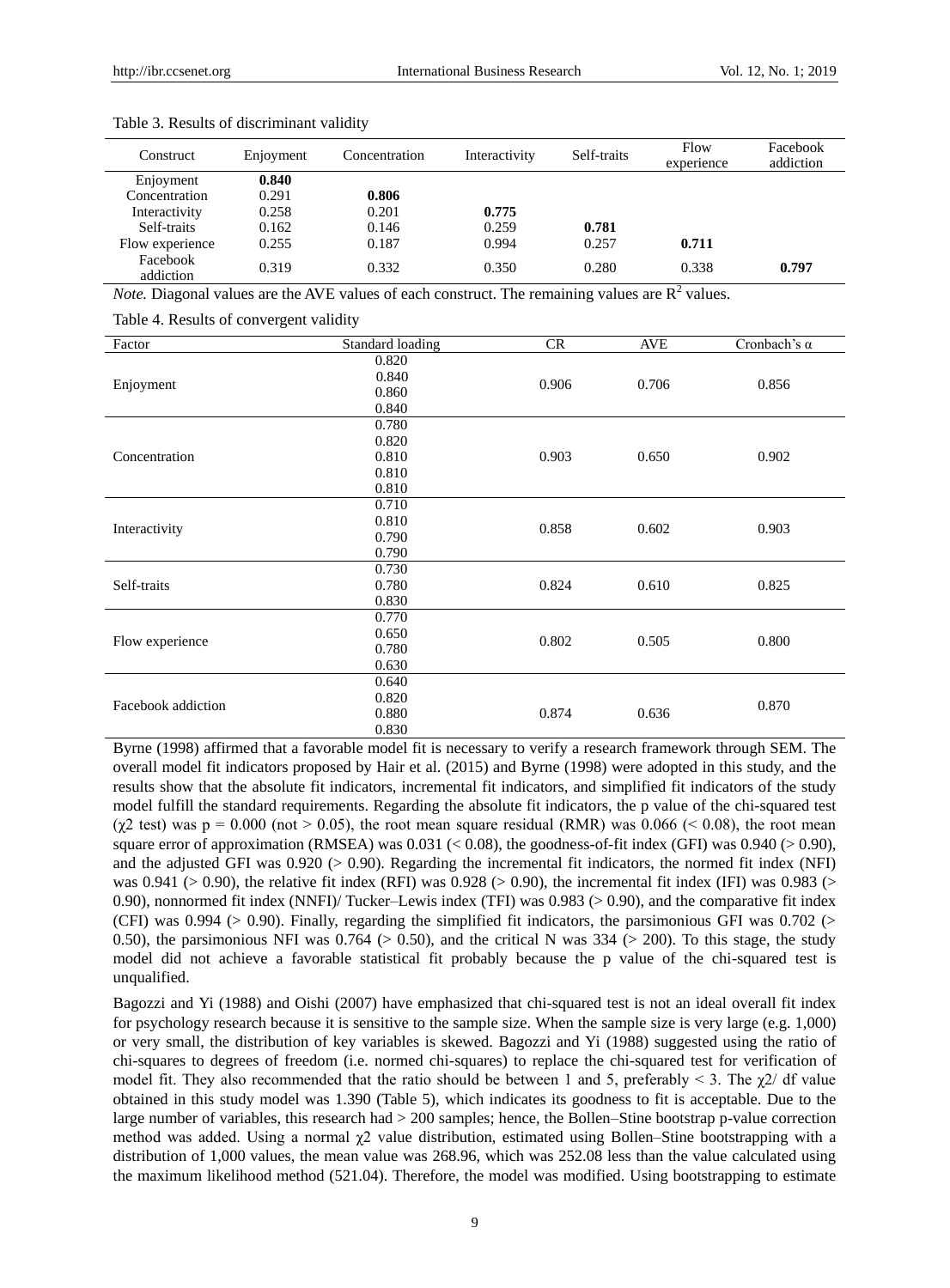Table 3. Results of discriminant validity

| Construct | Enjoyment | Concentration | Interactivity | Self-traits | Flow experience | Facebook addiction |
|---|---|---|---|---|---|---|
| Enjoyment | **0.840** | | | | | |
| Concentration | 0.291 | **0.806** | | | | |
| Interactivity | 0.258 | 0.201 | **0.775** | | | |
| Self-traits | 0.162 | 0.146 | 0.259 | **0.781** | | |
| Flow experience | 0.255 | 0.187 | 0.994 | 0.257 | **0.711** | |
| Facebook addiction | 0.319 | 0.332 | 0.350 | 0.280 | 0.338 | **0.797** |

*Note.* Diagonal values are the AVE values of each construct. The remaining values are $R^2$ values.

Table 4. Results of convergent validity

| Factor | Standard loading | CR | AVE | Cronbach's α |
|---|---|---|---|---|
| Enjoyment | 0.820<br>0.840<br>0.860<br>0.840 | 0.906 | 0.706 | 0.856 |
| Concentration | 0.780<br>0.820<br>0.810<br>0.810<br>0.810 | 0.903 | 0.650 | 0.902 |
| Interactivity | 0.710<br>0.810<br>0.790<br>0.790 | 0.858 | 0.602 | 0.903 |
| Self-traits | 0.730<br>0.780<br>0.830 | 0.824 | 0.610 | 0.825 |
| Flow experience | 0.770<br>0.650<br>0.780<br>0.630 | 0.802 | 0.505 | 0.800 |
| Facebook addiction | 0.640<br>0.820<br>0.880<br>0.830 | 0.874 | 0.636 | 0.870 |

Byrne (1998) affirmed that a favorable model fit is necessary to verify a research framework through SEM. The overall model fit indicators proposed by Hair et al. (2015) and Byrne (1998) were adopted in this study, and the results show that the absolute fit indicators, incremental fit indicators, and simplified fit indicators of the study model fulfill the standard requirements. Regarding the absolute fit indicators, the p value of the chi-squared test ($\chi 2$ test) was $p = 0.000$ (not $> 0.05$), the root mean square residual (RMR) was 0.066 ($< 0.08$), the root mean square error of approximation (RMSEA) was 0.031 ($< 0.08$), the goodness-of-fit index (GFI) was 0.940 ($> 0.90$), and the adjusted GFI was 0.920 ($> 0.90$). Regarding the incremental fit indicators, the normed fit index (NFI) was 0.941 ($> 0.90$), the relative fit index (RFI) was 0.928 ($> 0.90$), the incremental fit index (IFI) was 0.983 ($> 0.90$), nonnormed fit index (NNFI)/ Tucker–Lewis index (TFI) was 0.983 ($> 0.90$), and the comparative fit index (CFI) was 0.994 ($> 0.90$). Finally, regarding the simplified fit indicators, the parsimonious GFI was 0.702 ($> 0.50$), the parsimonious NFI was 0.764 ($> 0.50$), and the critical N was 334 ($> 200$). To this stage, the study model did not achieve a favorable statistical fit probably because the p value of the chi-squared test is unqualified.

Bagozzi and Yi (1988) and Oishi (2007) have emphasized that chi-squared test is not an ideal overall fit index for psychology research because it is sensitive to the sample size. When the sample size is very large (e.g. 1,000) or very small, the distribution of key variables is skewed. Bagozzi and Yi (1988) suggested using the ratio of chi-squares to degrees of freedom (i.e. normed chi-squares) to replace the chi-squared test for verification of model fit. They also recommended that the ratio should be between 1 and 5, preferably $< 3$. The $\chi 2/$ df value obtained in this study model was 1.390 (Table 5), which indicates its goodness to fit is acceptable. Due to the large number of variables, this research had $> 200$ samples; hence, the Bollen–Stine bootstrap p-value correction method was added. Using a normal $\chi 2$ value distribution, estimated using Bollen–Stine bootstrapping with a distribution of 1,000 values, the mean value was 268.96, which was 252.08 less than the value calculated using the maximum likelihood method (521.04). Therefore, the model was modified. Using bootstrapping to estimate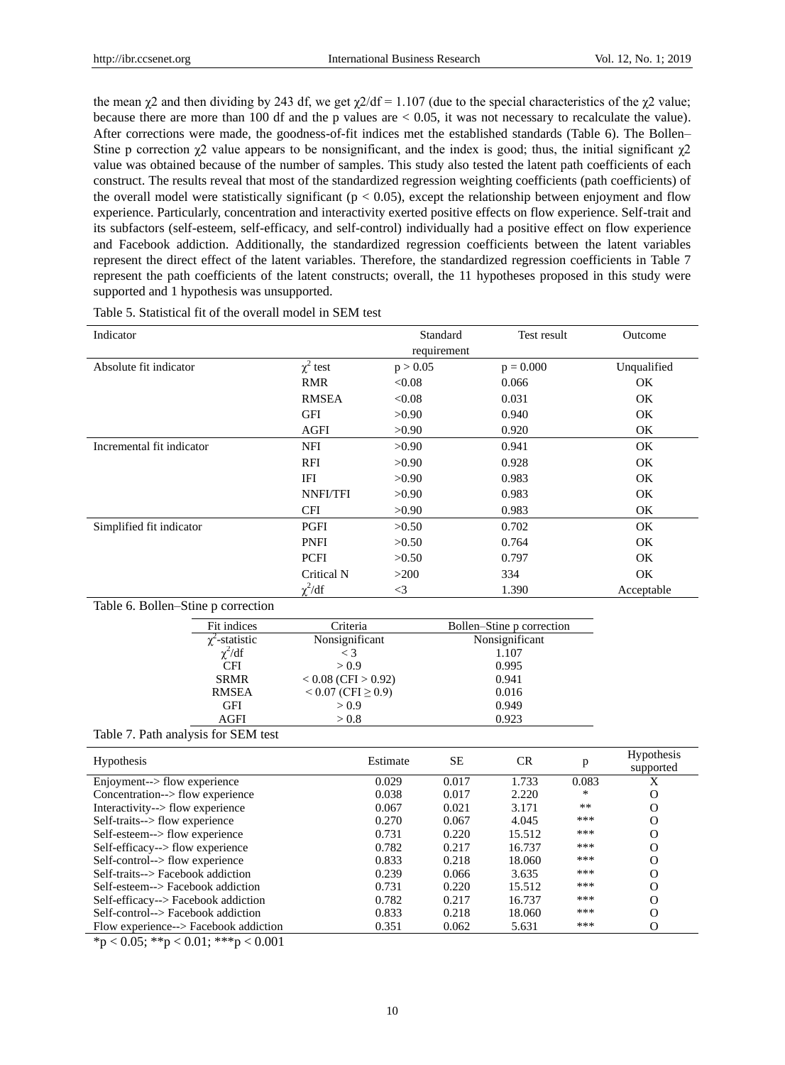the mean $\chi2$ and then dividing by 243 df, we get $\chi2/df = 1.107$ (due to the special characteristics of the $\chi2$ value; because there are more than 100 df and the p values are < 0.05, it was not necessary to recalculate the value). After corrections were made, the goodness-of-fit indices met the established standards (Table 6). The Bollen–Stine p correction $\chi2$ value appears to be nonsignificant, and the index is good; thus, the initial significant $\chi2$ value was obtained because of the number of samples. This study also tested the latent path coefficients of each construct. The results reveal that most of the standardized regression weighting coefficients (path coefficients) of the overall model were statistically significant ($p < 0.05$), except the relationship between enjoyment and flow experience. Particularly, concentration and interactivity exerted positive effects on flow experience. Self-trait and its subfactors (self-esteem, self-efficacy, and self-control) individually had a positive effect on flow experience and Facebook addiction. Additionally, the standardized regression coefficients between the latent variables represent the direct effect of the latent variables. Therefore, the standardized regression coefficients in Table 7 represent the path coefficients of the latent constructs; overall, the 11 hypotheses proposed in this study were supported and 1 hypothesis was unsupported.

Table 5. Statistical fit of the overall model in SEM test

| Indicator | | Standard requirement | Test result | Outcome |
|---|---|---|---|---|
| Absolute fit indicator | $\chi^2$ test | p > 0.05 | p = 0.000 | Unqualified |
| | RMR | <0.08 | 0.066 | OK |
| | RMSEA | <0.08 | 0.031 | OK |
| | GFI | >0.90 | 0.940 | OK |
| | AGFI | >0.90 | 0.920 | OK |
| Incremental fit indicator | NFI | >0.90 | 0.941 | OK |
| | RFI | >0.90 | 0.928 | OK |
| | IFI | >0.90 | 0.983 | OK |
| | NNFI/TFI | >0.90 | 0.983 | OK |
| | CFI | >0.90 | 0.983 | OK |
| Simplified fit indicator | PGFI | >0.50 | 0.702 | OK |
| | PNFI | >0.50 | 0.764 | OK |
| | PCFI | >0.50 | 0.797 | OK |
| | Critical N | >200 | 334 | OK |
| | $\chi^2$/df | <3 | 1.390 | Acceptable |

Table 6. Bollen–Stine p correction

| Fit indices | Criteria | Bollen–Stine p correction |
|---|---|---|
| $\chi^2$-statistic | Nonsignificant | Nonsignificant |
| $\chi^2$/df | < 3 | 1.107 |
| CFI | > 0.9 | 0.995 |
| SRMR | < 0.08 (CFI > 0.92) | 0.941 |
| RMSEA | < 0.07 (CFI ≥ 0.9) | 0.016 |
| GFI | > 0.9 | 0.949 |
| AGFI | > 0.8 | 0.923 |

Table 7. Path analysis for SEM test

| Hypothesis | Estimate | SE | CR | p | Hypothesis supported |
|---|---|---|---|---|---|
| Enjoyment--> flow experience | 0.029 | 0.017 | 1.733 | 0.083 | X |
| Concentration--> flow experience | 0.038 | 0.017 | 2.220 | * | O |
| Interactivity--> flow experience | 0.067 | 0.021 | 3.171 | ** | O |
| Self-traits--> flow experience | 0.270 | 0.067 | 4.045 | *** | O |
| Self-esteem--> flow experience | 0.731 | 0.220 | 15.512 | *** | O |
| Self-efficacy--> flow experience | 0.782 | 0.217 | 16.737 | *** | O |
| Self-control--> flow experience | 0.833 | 0.218 | 18.060 | *** | O |
| Self-traits--> Facebook addiction | 0.239 | 0.066 | 3.635 | *** | O |
| Self-esteem--> Facebook addiction | 0.731 | 0.220 | 15.512 | *** | O |
| Self-efficacy--> Facebook addiction | 0.782 | 0.217 | 16.737 | *** | O |
| Self-control--> Facebook addiction | 0.833 | 0.218 | 18.060 | *** | O |
| Flow experience--> Facebook addiction | 0.351 | 0.062 | 5.631 | *** | O |

*p < 0.05; **p < 0.01; ***p < 0.001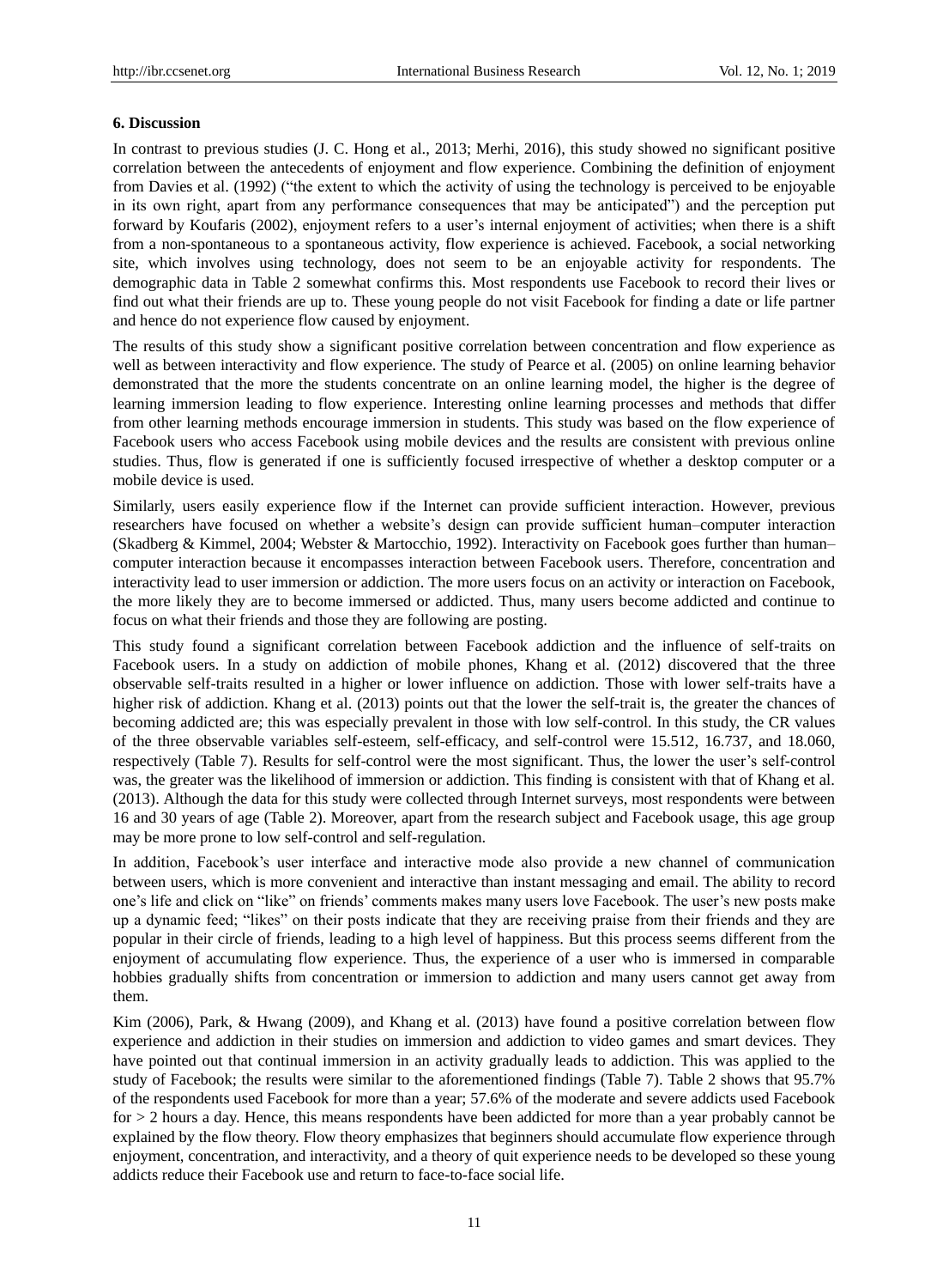## 6. Discussion

In contrast to previous studies (J. C. Hong et al., 2013; Merhi, 2016), this study showed no significant positive correlation between the antecedents of enjoyment and flow experience. Combining the definition of enjoyment from Davies et al. (1992) ("the extent to which the activity of using the technology is perceived to be enjoyable in its own right, apart from any performance consequences that may be anticipated") and the perception put forward by Koufaris (2002), enjoyment refers to a user's internal enjoyment of activities; when there is a shift from a non-spontaneous to a spontaneous activity, flow experience is achieved. Facebook, a social networking site, which involves using technology, does not seem to be an enjoyable activity for respondents. The demographic data in Table 2 somewhat confirms this. Most respondents use Facebook to record their lives or find out what their friends are up to. These young people do not visit Facebook for finding a date or life partner and hence do not experience flow caused by enjoyment.

The results of this study show a significant positive correlation between concentration and flow experience as well as between interactivity and flow experience. The study of Pearce et al. (2005) on online learning behavior demonstrated that the more the students concentrate on an online learning model, the higher is the degree of learning immersion leading to flow experience. Interesting online learning processes and methods that differ from other learning methods encourage immersion in students. This study was based on the flow experience of Facebook users who access Facebook using mobile devices and the results are consistent with previous online studies. Thus, flow is generated if one is sufficiently focused irrespective of whether a desktop computer or a mobile device is used.

Similarly, users easily experience flow if the Internet can provide sufficient interaction. However, previous researchers have focused on whether a website's design can provide sufficient human–computer interaction (Skadberg & Kimmel, 2004; Webster & Martocchio, 1992). Interactivity on Facebook goes further than human–computer interaction because it encompasses interaction between Facebook users. Therefore, concentration and interactivity lead to user immersion or addiction. The more users focus on an activity or interaction on Facebook, the more likely they are to become immersed or addicted. Thus, many users become addicted and continue to focus on what their friends and those they are following are posting.

This study found a significant correlation between Facebook addiction and the influence of self-traits on Facebook users. In a study on addiction of mobile phones, Khang et al. (2012) discovered that the three observable self-traits resulted in a higher or lower influence on addiction. Those with lower self-traits have a higher risk of addiction. Khang et al. (2013) points out that the lower the self-trait is, the greater the chances of becoming addicted are; this was especially prevalent in those with low self-control. In this study, the CR values of the three observable variables self-esteem, self-efficacy, and self-control were 15.512, 16.737, and 18.060, respectively (Table 7). Results for self-control were the most significant. Thus, the lower the user's self-control was, the greater was the likelihood of immersion or addiction. This finding is consistent with that of Khang et al. (2013). Although the data for this study were collected through Internet surveys, most respondents were between 16 and 30 years of age (Table 2). Moreover, apart from the research subject and Facebook usage, this age group may be more prone to low self-control and self-regulation.

In addition, Facebook's user interface and interactive mode also provide a new channel of communication between users, which is more convenient and interactive than instant messaging and email. The ability to record one's life and click on "like" on friends' comments makes many users love Facebook. The user's new posts make up a dynamic feed; "likes" on their posts indicate that they are receiving praise from their friends and they are popular in their circle of friends, leading to a high level of happiness. But this process seems different from the enjoyment of accumulating flow experience. Thus, the experience of a user who is immersed in comparable hobbies gradually shifts from concentration or immersion to addiction and many users cannot get away from them.

Kim (2006), Park, & Hwang (2009), and Khang et al. (2013) have found a positive correlation between flow experience and addiction in their studies on immersion and addiction to video games and smart devices. They have pointed out that continual immersion in an activity gradually leads to addiction. This was applied to the study of Facebook; the results were similar to the aforementioned findings (Table 7). Table 2 shows that 95.7% of the respondents used Facebook for more than a year; 57.6% of the moderate and severe addicts used Facebook for > 2 hours a day. Hence, this means respondents have been addicted for more than a year probably cannot be explained by the flow theory. Flow theory emphasizes that beginners should accumulate flow experience through enjoyment, concentration, and interactivity, and a theory of quit experience needs to be developed so these young addicts reduce their Facebook use and return to face-to-face social life.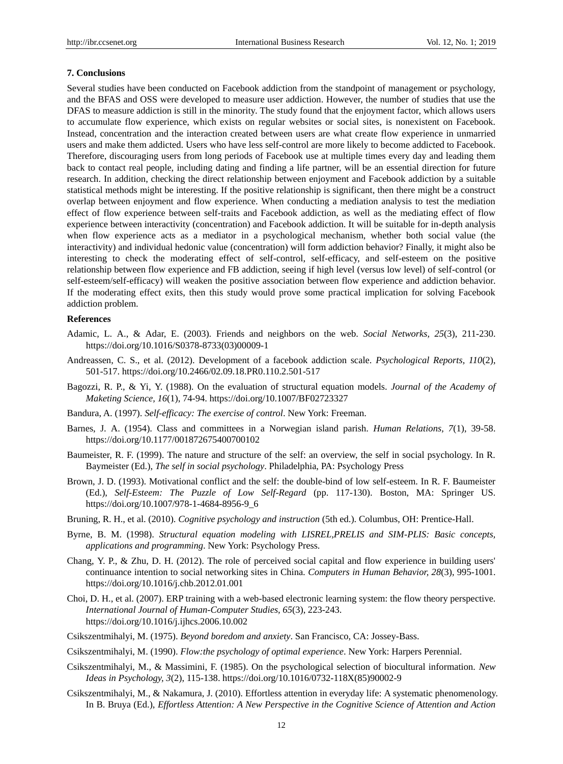## 7. Conclusions

Several studies have been conducted on Facebook addiction from the standpoint of management or psychology, and the BFAS and OSS were developed to measure user addiction. However, the number of studies that use the DFAS to measure addiction is still in the minority. The study found that the enjoyment factor, which allows users to accumulate flow experience, which exists on regular websites or social sites, is nonexistent on Facebook. Instead, concentration and the interaction created between users are what create flow experience in unmarried users and make them addicted. Users who have less self-control are more likely to become addicted to Facebook. Therefore, discouraging users from long periods of Facebook use at multiple times every day and leading them back to contact real people, including dating and finding a life partner, will be an essential direction for future research. In addition, checking the direct relationship between enjoyment and Facebook addiction by a suitable statistical methods might be interesting. If the positive relationship is significant, then there might be a construct overlap between enjoyment and flow experience. When conducting a mediation analysis to test the mediation effect of flow experience between self-traits and Facebook addiction, as well as the mediating effect of flow experience between interactivity (concentration) and Facebook addiction. It will be suitable for in-depth analysis when flow experience acts as a mediator in a psychological mechanism, whether both social value (the interactivity) and individual hedonic value (concentration) will form addiction behavior? Finally, it might also be interesting to check the moderating effect of self-control, self-efficacy, and self-esteem on the positive relationship between flow experience and FB addiction, seeing if high level (versus low level) of self-control (or self-esteem/self-efficacy) will weaken the positive association between flow experience and addiction behavior. If the moderating effect exits, then this study would prove some practical implication for solving Facebook addiction problem.

## References

Adamic, L. A., & Adar, E. (2003). Friends and neighbors on the web. *Social Networks, 25*(3), 211-230. https://doi.org/10.1016/S0378-8733(03)00009-1

Andreassen, C. S., et al. (2012). Development of a facebook addiction scale. *Psychological Reports, 110*(2), 501-517. https://doi.org/10.2466/02.09.18.PR0.110.2.501-517

Bagozzi, R. P., & Yi, Y. (1988). On the evaluation of structural equation models. *Journal of the Academy of Maketing Science, 16*(1), 74-94. https://doi.org/10.1007/BF02723327

Bandura, A. (1997). *Self-efficacy: The exercise of control*. New York: Freeman.

Barnes, J. A. (1954). Class and committees in a Norwegian island parish. *Human Relations, 7*(1), 39-58. https://doi.org/10.1177/001872675400700102

Baumeister, R. F. (1999). The nature and structure of the self: an overview, the self in social psychology. In R. Baymeister (Ed.), *The self in social psychology*. Philadelphia, PA: Psychology Press

Brown, J. D. (1993). Motivational conflict and the self: the double-bind of low self-esteem. In R. F. Baumeister (Ed.), *Self-Esteem: The Puzzle of Low Self-Regard* (pp. 117-130). Boston, MA: Springer US. https://doi.org/10.1007/978-1-4684-8956-9_6

Bruning, R. H., et al. (2010). *Cognitive psychology and instruction* (5th ed.). Columbus, OH: Prentice-Hall.

Byrne, B. M. (1998). *Structural equation modeling with LISREL,PRELIS and SIM-PLIS: Basic concepts, applications and programming*. New York: Psychology Press.

Chang, Y. P., & Zhu, D. H. (2012). The role of perceived social capital and flow experience in building users' continuance intention to social networking sites in China. *Computers in Human Behavior, 28*(3), 995-1001. https://doi.org/10.1016/j.chb.2012.01.001

Choi, D. H., et al. (2007). ERP training with a web-based electronic learning system: the flow theory perspective. *International Journal of Human-Computer Studies, 65*(3), 223-243. https://doi.org/10.1016/j.ijhcs.2006.10.002

Csikszentmihalyi, M. (1975). *Beyond boredom and anxiety*. San Francisco, CA: Jossey-Bass.

Csikszentmihalyi, M. (1990). *Flow:the psychology of optimal experience*. New York: Harpers Perennial.

Csikszentmihalyi, M., & Massimini, F. (1985). On the psychological selection of biocultural information. *New Ideas in Psychology, 3*(2), 115-138. https://doi.org/10.1016/0732-118X(85)90002-9

Csikszentmihalyi, M., & Nakamura, J. (2010). Effortless attention in everyday life: A systematic phenomenology. In B. Bruya (Ed.), *Effortless Attention: A New Perspective in the Cognitive Science of Attention and Action*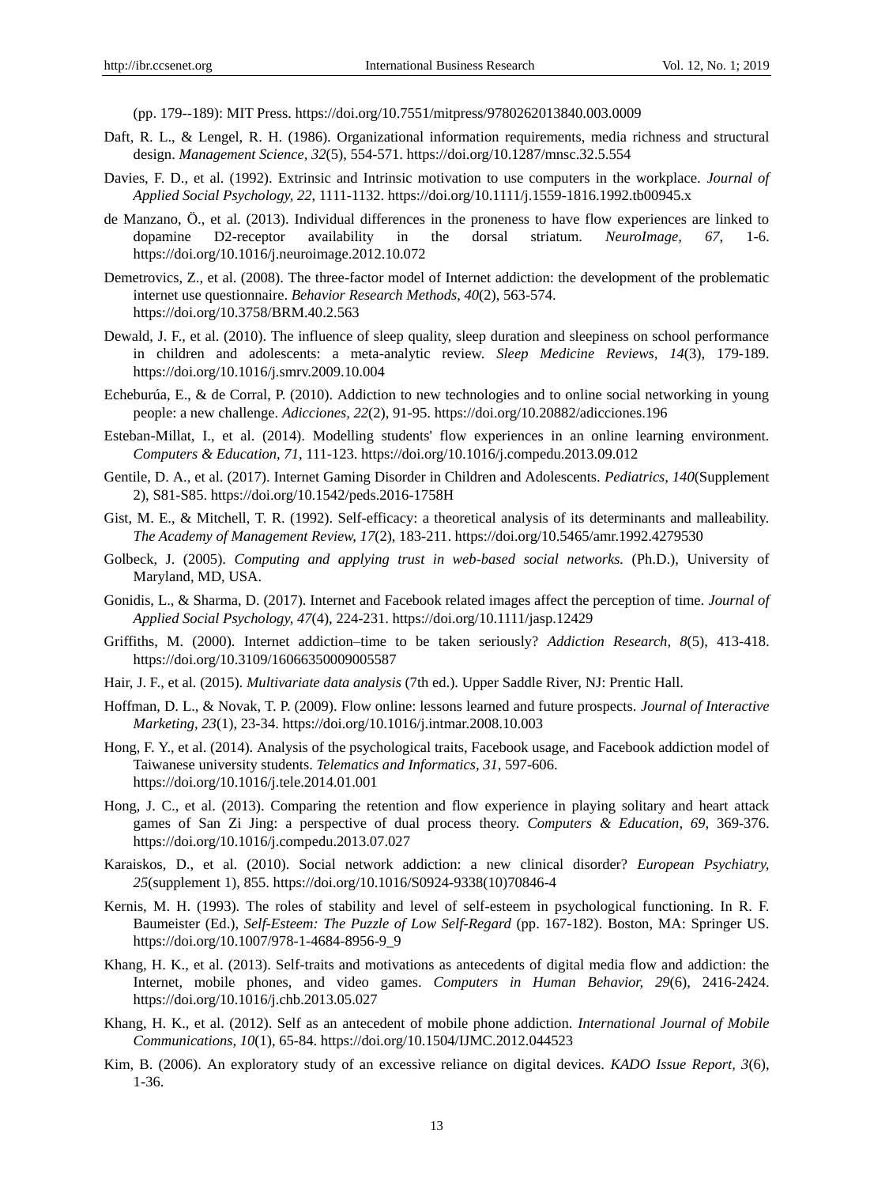(pp. 179--189): MIT Press. https://doi.org/10.7551/mitpress/9780262013840.003.0009

Daft, R. L., & Lengel, R. H. (1986). Organizational information requirements, media richness and structural design. *Management Science, 32*(5), 554-571. https://doi.org/10.1287/mnsc.32.5.554

Davies, F. D., et al. (1992). Extrinsic and Intrinsic motivation to use computers in the workplace. *Journal of Applied Social Psychology, 22*, 1111-1132. https://doi.org/10.1111/j.1559-1816.1992.tb00945.x

de Manzano, Ö., et al. (2013). Individual differences in the proneness to have flow experiences are linked to dopamine D2-receptor availability in the dorsal striatum. *NeuroImage, 67*, 1-6. https://doi.org/10.1016/j.neuroimage.2012.10.072

Demetrovics, Z., et al. (2008). The three-factor model of Internet addiction: the development of the problematic internet use questionnaire. *Behavior Research Methods, 40*(2), 563-574. https://doi.org/10.3758/BRM.40.2.563

Dewald, J. F., et al. (2010). The influence of sleep quality, sleep duration and sleepiness on school performance in children and adolescents: a meta-analytic review. *Sleep Medicine Reviews, 14*(3), 179-189. https://doi.org/10.1016/j.smrv.2009.10.004

Echeburúa, E., & de Corral, P. (2010). Addiction to new technologies and to online social networking in young people: a new challenge. *Adicciones, 22*(2), 91-95. https://doi.org/10.20882/adicciones.196

Esteban-Millat, I., et al. (2014). Modelling students' flow experiences in an online learning environment. *Computers & Education, 71*, 111-123. https://doi.org/10.1016/j.compedu.2013.09.012

Gentile, D. A., et al. (2017). Internet Gaming Disorder in Children and Adolescents. *Pediatrics, 140*(Supplement 2), S81-S85. https://doi.org/10.1542/peds.2016-1758H

Gist, M. E., & Mitchell, T. R. (1992). Self-efficacy: a theoretical analysis of its determinants and malleability. *The Academy of Management Review, 17*(2), 183-211. https://doi.org/10.5465/amr.1992.4279530

Golbeck, J. (2005). *Computing and applying trust in web-based social networks.* (Ph.D.), University of Maryland, MD, USA.

Gonidis, L., & Sharma, D. (2017). Internet and Facebook related images affect the perception of time. *Journal of Applied Social Psychology, 47*(4), 224-231. https://doi.org/10.1111/jasp.12429

Griffiths, M. (2000). Internet addiction–time to be taken seriously? *Addiction Research, 8*(5), 413-418. https://doi.org/10.3109/16066350009005587

Hair, J. F., et al. (2015). *Multivariate data analysis* (7th ed.). Upper Saddle River, NJ: Prentic Hall.

Hoffman, D. L., & Novak, T. P. (2009). Flow online: lessons learned and future prospects. *Journal of Interactive Marketing, 23*(1), 23-34. https://doi.org/10.1016/j.intmar.2008.10.003

Hong, F. Y., et al. (2014). Analysis of the psychological traits, Facebook usage, and Facebook addiction model of Taiwanese university students. *Telematics and Informatics, 31*, 597-606. https://doi.org/10.1016/j.tele.2014.01.001

Hong, J. C., et al. (2013). Comparing the retention and flow experience in playing solitary and heart attack games of San Zi Jing: a perspective of dual process theory. *Computers & Education, 69*, 369-376. https://doi.org/10.1016/j.compedu.2013.07.027

Karaiskos, D., et al. (2010). Social network addiction: a new clinical disorder? *European Psychiatry, 25*(supplement 1), 855. https://doi.org/10.1016/S0924-9338(10)70846-4

Kernis, M. H. (1993). The roles of stability and level of self-esteem in psychological functioning. In R. F. Baumeister (Ed.), *Self-Esteem: The Puzzle of Low Self-Regard* (pp. 167-182). Boston, MA: Springer US. https://doi.org/10.1007/978-1-4684-8956-9_9

Khang, H. K., et al. (2013). Self-traits and motivations as antecedents of digital media flow and addiction: the Internet, mobile phones, and video games. *Computers in Human Behavior, 29*(6), 2416-2424. https://doi.org/10.1016/j.chb.2013.05.027

Khang, H. K., et al. (2012). Self as an antecedent of mobile phone addiction. *International Journal of Mobile Communications, 10*(1), 65-84. https://doi.org/10.1504/IJMC.2012.044523

Kim, B. (2006). An exploratory study of an excessive reliance on digital devices. *KADO Issue Report, 3*(6), 1-36.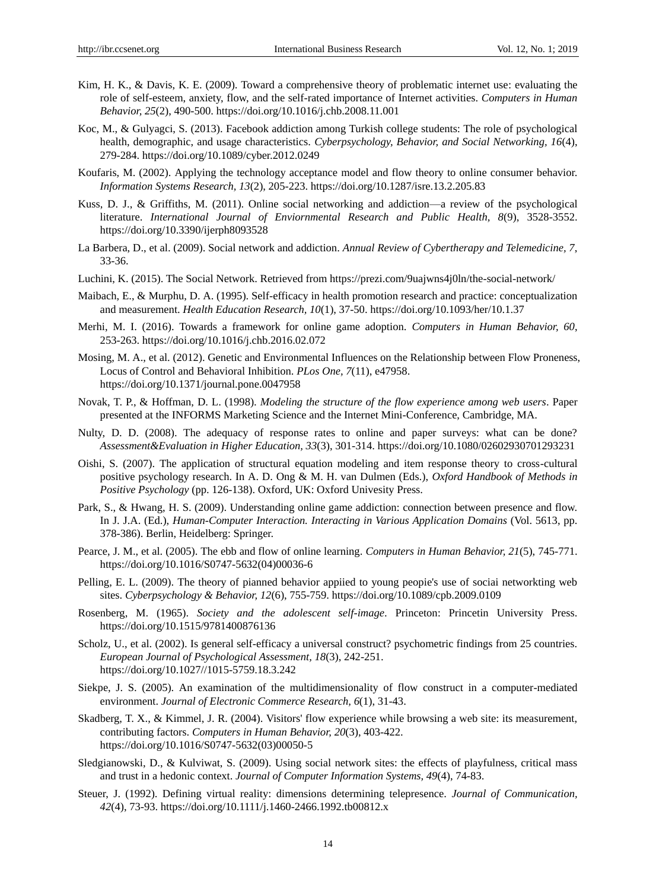Kim, H. K., & Davis, K. E. (2009). Toward a comprehensive theory of problematic internet use: evaluating the role of self-esteem, anxiety, flow, and the self-rated importance of Internet activities. *Computers in Human Behavior, 25*(2), 490-500. https://doi.org/10.1016/j.chb.2008.11.001

Koc, M., & Gulyagci, S. (2013). Facebook addiction among Turkish college students: The role of psychological health, demographic, and usage characteristics. *Cyberpsychology, Behavior, and Social Networking, 16*(4), 279-284. https://doi.org/10.1089/cyber.2012.0249

Koufaris, M. (2002). Applying the technology acceptance model and flow theory to online consumer behavior. *Information Systems Research, 13*(2), 205-223. https://doi.org/10.1287/isre.13.2.205.83

Kuss, D. J., & Griffiths, M. (2011). Online social networking and addiction—a review of the psychological literature. *International Journal of Enviornmental Research and Public Health, 8*(9), 3528-3552. https://doi.org/10.3390/ijerph8093528

La Barbera, D., et al. (2009). Social network and addiction. *Annual Review of Cybertherapy and Telemedicine, 7*, 33-36.

Luchini, K. (2015). The Social Network. Retrieved from https://prezi.com/9uajwns4j0ln/the-social-network/

Maibach, E., & Murphu, D. A. (1995). Self-efficacy in health promotion research and practice: conceptualization and measurement. *Health Education Research, 10*(1), 37-50. https://doi.org/10.1093/her/10.1.37

Merhi, M. I. (2016). Towards a framework for online game adoption. *Computers in Human Behavior, 60*, 253-263. https://doi.org/10.1016/j.chb.2016.02.072

Mosing, M. A., et al. (2012). Genetic and Environmental Influences on the Relationship between Flow Proneness, Locus of Control and Behavioral Inhibition. *PLos One, 7*(11), e47958. https://doi.org/10.1371/journal.pone.0047958

Novak, T. P., & Hoffman, D. L. (1998). *Modeling the structure of the flow experience among web users*. Paper presented at the INFORMS Marketing Science and the Internet Mini-Conference, Cambridge, MA.

Nulty, D. D. (2008). The adequacy of response rates to online and paper surveys: what can be done? *Assessment&Evaluation in Higher Education, 33*(3), 301-314. https://doi.org/10.1080/02602930701293231

Oishi, S. (2007). The application of structural equation modeling and item response theory to cross-cultural positive psychology research. In A. D. Ong & M. H. van Dulmen (Eds.), *Oxford Handbook of Methods in Positive Psychology* (pp. 126-138). Oxford, UK: Oxford Univesity Press.

Park, S., & Hwang, H. S. (2009). Understanding online game addiction: connection between presence and flow. In J. J.A. (Ed.), *Human-Computer Interaction. Interacting in Various Application Domains* (Vol. 5613, pp. 378-386). Berlin, Heidelberg: Springer.

Pearce, J. M., et al. (2005). The ebb and flow of online learning. *Computers in Human Behavior, 21*(5), 745-771. https://doi.org/10.1016/S0747-5632(04)00036-6

Pelling, E. L. (2009). The theory of pianned behavior appiied to young peopie's use of sociai networkting web sites. *Cyberpsychology & Behavior, 12*(6), 755-759. https://doi.org/10.1089/cpb.2009.0109

Rosenberg, M. (1965). *Society and the adolescent self-image*. Princeton: Princetin University Press. https://doi.org/10.1515/9781400876136

Scholz, U., et al. (2002). Is general self-efficacy a universal construct? psychometric findings from 25 countries. *European Journal of Psychological Assessment, 18*(3), 242-251. https://doi.org/10.1027//1015-5759.18.3.242

Siekpe, J. S. (2005). An examination of the multidimensionality of flow construct in a computer-mediated environment. *Journal of Electronic Commerce Research, 6*(1), 31-43.

Skadberg, T. X., & Kimmel, J. R. (2004). Visitors' flow experience while browsing a web site: its measurement, contributing factors. *Computers in Human Behavior, 20*(3), 403-422. https://doi.org/10.1016/S0747-5632(03)00050-5

Sledgianowski, D., & Kulviwat, S. (2009). Using social network sites: the effects of playfulness, critical mass and trust in a hedonic context. *Journal of Computer Information Systems, 49*(4), 74-83.

Steuer, J. (1992). Defining virtual reality: dimensions determining telepresence. *Journal of Communication, 42*(4), 73-93. https://doi.org/10.1111/j.1460-2466.1992.tb00812.x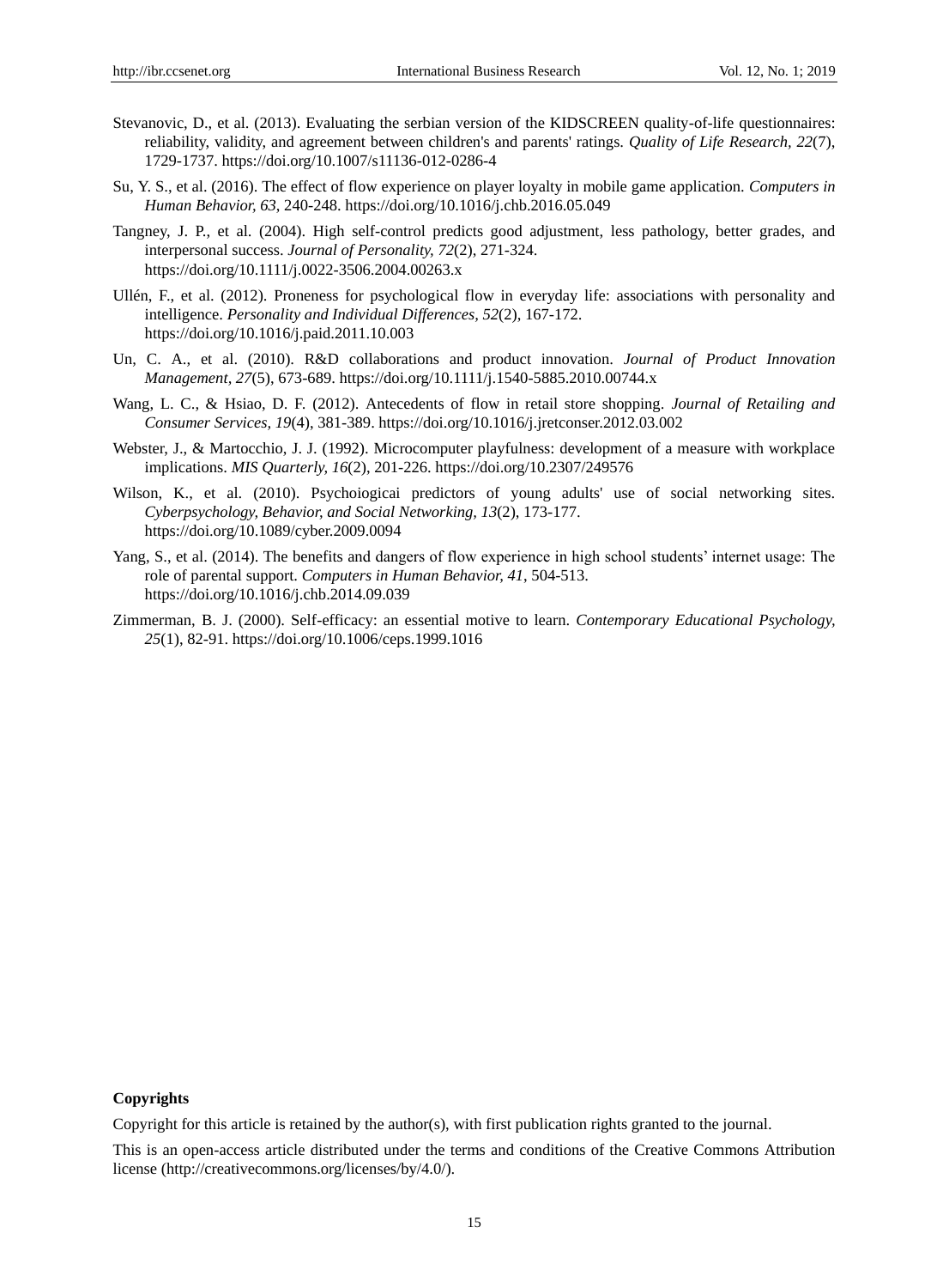Stevanovic, D., et al. (2013). Evaluating the serbian version of the KIDSCREEN quality-of-life questionnaires: reliability, validity, and agreement between children's and parents' ratings. *Quality of Life Research, 22*(7), 1729-1737. https://doi.org/10.1007/s11136-012-0286-4

Su, Y. S., et al. (2016). The effect of flow experience on player loyalty in mobile game application. *Computers in Human Behavior, 63*, 240-248. https://doi.org/10.1016/j.chb.2016.05.049

Tangney, J. P., et al. (2004). High self-control predicts good adjustment, less pathology, better grades, and interpersonal success. *Journal of Personality, 72*(2), 271-324. https://doi.org/10.1111/j.0022-3506.2004.00263.x

Ullén, F., et al. (2012). Proneness for psychological flow in everyday life: associations with personality and intelligence. *Personality and Individual Differences, 52*(2), 167-172. https://doi.org/10.1016/j.paid.2011.10.003

Un, C. A., et al. (2010). R&D collaborations and product innovation. *Journal of Product Innovation Management, 27*(5), 673-689. https://doi.org/10.1111/j.1540-5885.2010.00744.x

Wang, L. C., & Hsiao, D. F. (2012). Antecedents of flow in retail store shopping. *Journal of Retailing and Consumer Services, 19*(4), 381-389. https://doi.org/10.1016/j.jretconser.2012.03.002

Webster, J., & Martocchio, J. J. (1992). Microcomputer playfulness: development of a measure with workplace implications. *MIS Quarterly, 16*(2), 201-226. https://doi.org/10.2307/249576

Wilson, K., et al. (2010). Psychoiogicai predictors of young adults' use of social networking sites. *Cyberpsychology, Behavior, and Social Networking, 13*(2), 173-177. https://doi.org/10.1089/cyber.2009.0094

Yang, S., et al. (2014). The benefits and dangers of flow experience in high school students' internet usage: The role of parental support. *Computers in Human Behavior, 41*, 504-513. https://doi.org/10.1016/j.chb.2014.09.039

Zimmerman, B. J. (2000). Self-efficacy: an essential motive to learn. *Contemporary Educational Psychology, 25*(1), 82-91. https://doi.org/10.1006/ceps.1999.1016

**Copyrights**

Copyright for this article is retained by the author(s), with first publication rights granted to the journal.

This is an open-access article distributed under the terms and conditions of the Creative Commons Attribution license (http://creativecommons.org/licenses/by/4.0/).